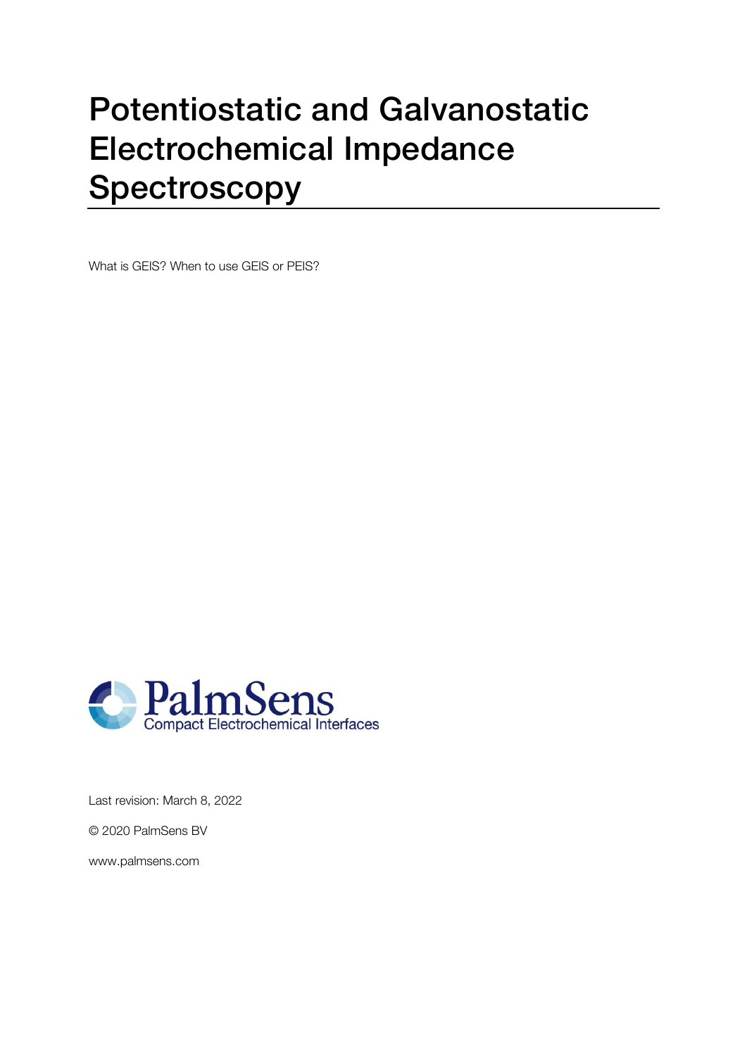# Potentiostatic and Galvanostatic Electrochemical Impedance Spectroscopy

What is GEIS? When to use GEIS or PEIS?

PalmSens
Compact Electrochemical Interfaces

Last revision: March 8, 2022

© 2020 PalmSens BV

www.palmsens.com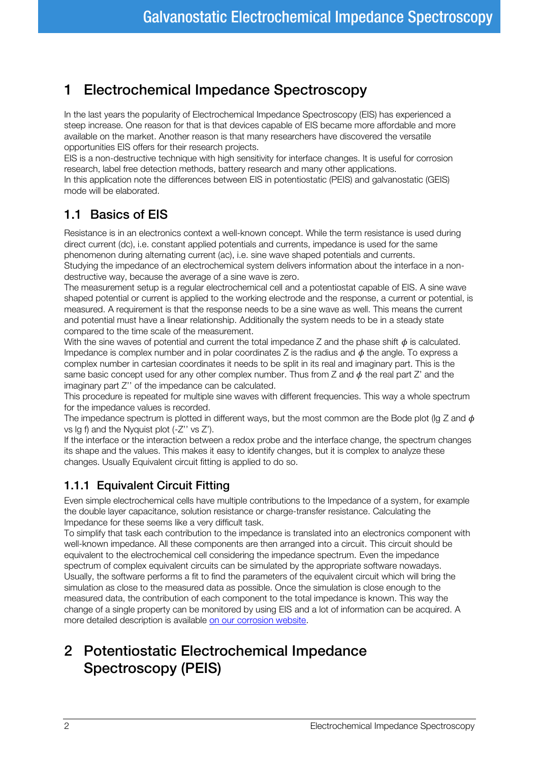# 1 Electrochemical Impedance Spectroscopy

In the last years the popularity of Electrochemical Impedance Spectroscopy (EIS) has experienced a steep increase. One reason for that is that devices capable of EIS became more affordable and more available on the market. Another reason is that many researchers have discovered the versatile opportunities EIS offers for their research projects.
EIS is a non-destructive technique with high sensitivity for interface changes. It is useful for corrosion research, label free detection methods, battery research and many other applications.
In this application note the differences between EIS in potentiostatic (PEIS) and galvanostatic (GEIS) mode will be elaborated.

## 1.1 Basics of EIS

Resistance is in an electronics context a well-known concept. While the term resistance is used during direct current (dc), i.e. constant applied potentials and currents, impedance is used for the same phenomenon during alternating current (ac), i.e. sine wave shaped potentials and currents.
Studying the impedance of an electrochemical system delivers information about the interface in a non-destructive way, because the average of a sine wave is zero.
The measurement setup is a regular electrochemical cell and a potentiostat capable of EIS. A sine wave shaped potential or current is applied to the working electrode and the response, a current or potential, is measured. A requirement is that the response needs to be a sine wave as well. This means the current and potential must have a linear relationship. Additionally the system needs to be in a steady state compared to the time scale of the measurement.
With the sine waves of potential and current the total impedance Z and the phase shift $\phi$ is calculated. Impedance is complex number and in polar coordinates Z is the radius and $\phi$ the angle. To express a complex number in cartesian coordinates it needs to be split in its real and imaginary part. This is the same basic concept used for any other complex number. Thus from Z and $\phi$ the real part Z' and the imaginary part Z'' of the impedance can be calculated.
This procedure is repeated for multiple sine waves with different frequencies. This way a whole spectrum for the impedance values is recorded.
The impedance spectrum is plotted in different ways, but the most common are the Bode plot (lg Z and $\phi$ vs lg f) and the Nyquist plot (-Z'' vs Z').
If the interface or the interaction between a redox probe and the interface change, the spectrum changes its shape and the values. This makes it easy to identify changes, but it is complex to analyze these changes. Usually Equivalent circuit fitting is applied to do so.

### 1.1.1 Equivalent Circuit Fitting

Even simple electrochemical cells have multiple contributions to the Impedance of a system, for example the double layer capacitance, solution resistance or charge-transfer resistance. Calculating the Impedance for these seems like a very difficult task.
To simplify that task each contribution to the impedance is translated into an electronics component with well-known impedance. All these components are then arranged into a circuit. This circuit should be equivalent to the electrochemical cell considering the impedance spectrum. Even the impedance spectrum of complex equivalent circuits can be simulated by the appropriate software nowadays. Usually, the software performs a fit to find the parameters of the equivalent circuit which will bring the simulation as close to the measured data as possible. Once the simulation is close enough to the measured data, the contribution of each component to the total impedance is known. This way the change of a single property can be monitored by using EIS and a lot of information can be acquired. A more detailed description is available on our corrosion website.

# 2 Potentiostatic Electrochemical Impedance Spectroscopy (PEIS)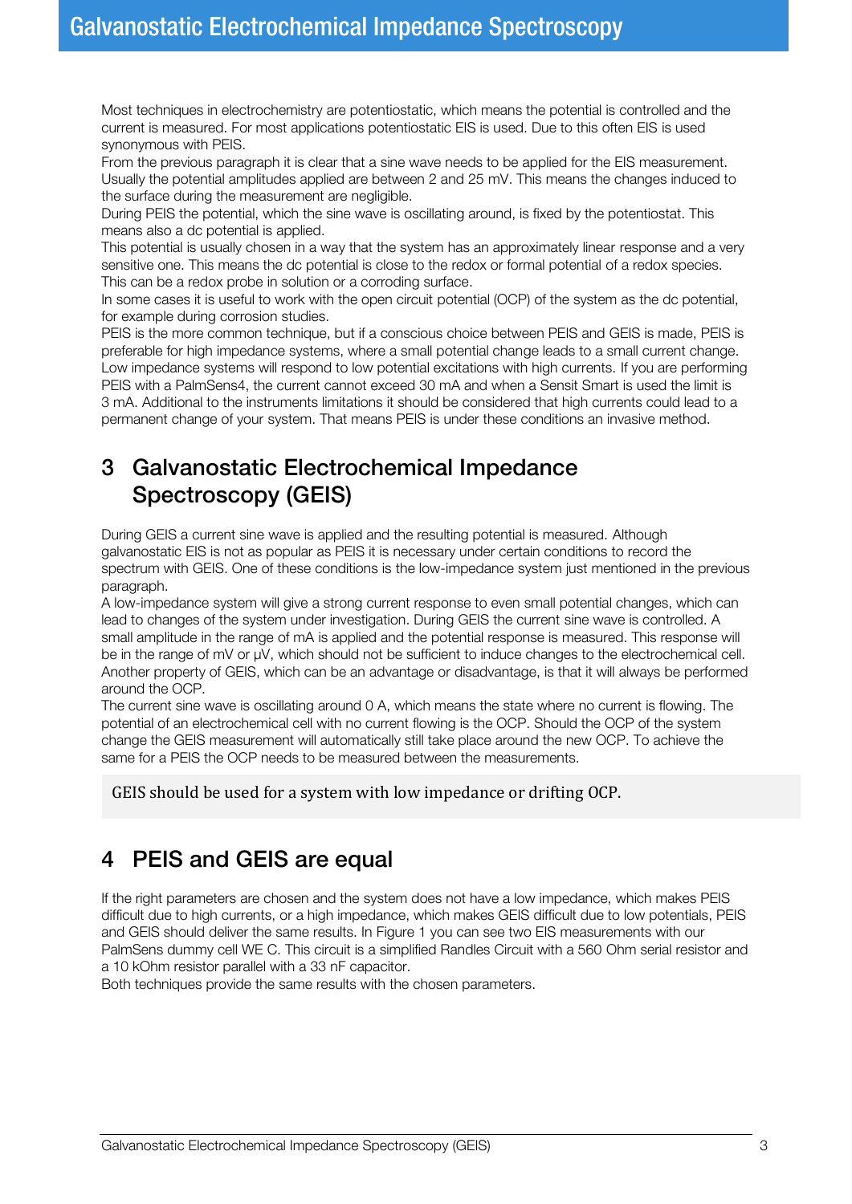Most techniques in electrochemistry are potentiostatic, which means the potential is controlled and the current is measured. For most applications potentiostatic EIS is used. Due to this often EIS is used synonymous with PEIS.

From the previous paragraph it is clear that a sine wave needs to be applied for the EIS measurement. Usually the potential amplitudes applied are between 2 and 25 mV. This means the changes induced to the surface during the measurement are negligible.

During PEIS the potential, which the sine wave is oscillating around, is fixed by the potentiostat. This means also a dc potential is applied.

This potential is usually chosen in a way that the system has an approximately linear response and a very sensitive one. This means the dc potential is close to the redox or formal potential of a redox species. This can be a redox probe in solution or a corroding surface.

In some cases it is useful to work with the open circuit potential (OCP) of the system as the dc potential, for example during corrosion studies.

PEIS is the more common technique, but if a conscious choice between PEIS and GEIS is made, PEIS is preferable for high impedance systems, where a small potential change leads to a small current change. Low impedance systems will respond to low potential excitations with high currents. If you are performing PEIS with a PalmSens4, the current cannot exceed 30 mA and when a Sensit Smart is used the limit is 3 mA. Additional to the instruments limitations it should be considered that high currents could lead to a permanent change of your system. That means PEIS is under these conditions an invasive method.

# 3 Galvanostatic Electrochemical Impedance Spectroscopy (GEIS)

During GEIS a current sine wave is applied and the resulting potential is measured. Although galvanostatic EIS is not as popular as PEIS it is necessary under certain conditions to record the spectrum with GEIS. One of these conditions is the low-impedance system just mentioned in the previous paragraph.

A low-impedance system will give a strong current response to even small potential changes, which can lead to changes of the system under investigation. During GEIS the current sine wave is controlled. A small amplitude in the range of mA is applied and the potential response is measured. This response will be in the range of mV or µV, which should not be sufficient to induce changes to the electrochemical cell. Another property of GEIS, which can be an advantage or disadvantage, is that it will always be performed around the OCP.

The current sine wave is oscillating around 0 A, which means the state where no current is flowing. The potential of an electrochemical cell with no current flowing is the OCP. Should the OCP of the system change the GEIS measurement will automatically still take place around the new OCP. To achieve the same for a PEIS the OCP needs to be measured between the measurements.

> GEIS should be used for a system with low impedance or drifting OCP.

# 4 PEIS and GEIS are equal

If the right parameters are chosen and the system does not have a low impedance, which makes PEIS difficult due to high currents, or a high impedance, which makes GEIS difficult due to low potentials, PEIS and GEIS should deliver the same results. In Figure 1 you can see two EIS measurements with our PalmSens dummy cell WE C. This circuit is a simplified Randles Circuit with a 560 Ohm serial resistor and a 10 kOhm resistor parallel with a 33 nF capacitor.

Both techniques provide the same results with the chosen parameters.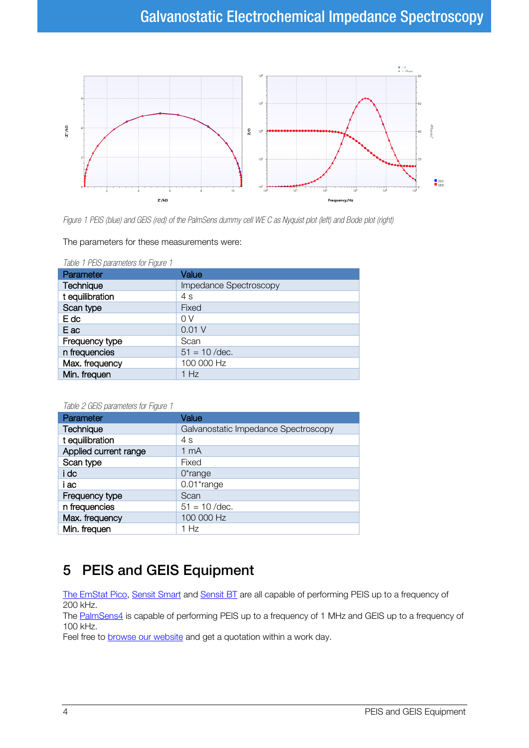-Z''/kΩ

Z'/kΩ

0

2

4

6

2

4

6

8

10

Z/Ω

Frequency/Hz

-Phase/°

10²

10³

10⁴

10⁵

10⁶

10⁰

10¹

10²

10³

10⁴

10⁵

0

20

40

60

80

PEIS

GEIS

*Figure 1 PEIS (blue) and GEIS (red) of the PalmSens dummy cell WE C as Nyquist plot (left) and Bode plot (right)*

The parameters for these measurements were:

*Table 1 PEIS parameters for Figure 1*

| Parameter | Value |
|---|---|
| Technique | Impedance Spectroscopy |
| t equilibration | 4 s |
| Scan type | Fixed |
| E dc | 0 V |
| E ac | 0.01 V |
| Frequency type | Scan |
| n frequencies | 51 = 10 /dec. |
| Max. frequency | 100 000 Hz |
| Min. frequen | 1 Hz |

*Table 2 GEIS parameters for Figure 1*

| Parameter | Value |
|---|---|
| Technique | Galvanostatic Impedance Spectroscopy |
| t equilibration | 4 s |
| Applied current range | 1 mA |
| Scan type | Fixed |
| i dc | 0*range |
| i ac | 0.01*range |
| Frequency type | Scan |
| n frequencies | 51 = 10 /dec. |
| Max. frequency | 100 000 Hz |
| Min. frequen | 1 Hz |

# 5 PEIS and GEIS Equipment

The EmStat Pico, Sensit Smart and Sensit BT are all capable of performing PEIS up to a frequency of 200 kHz.
The PalmSens4 is capable of performing PEIS up to a frequency of 1 MHz and GEIS up to a frequency of 100 kHz.
Feel free to browse our website and get a quotation within a work day.